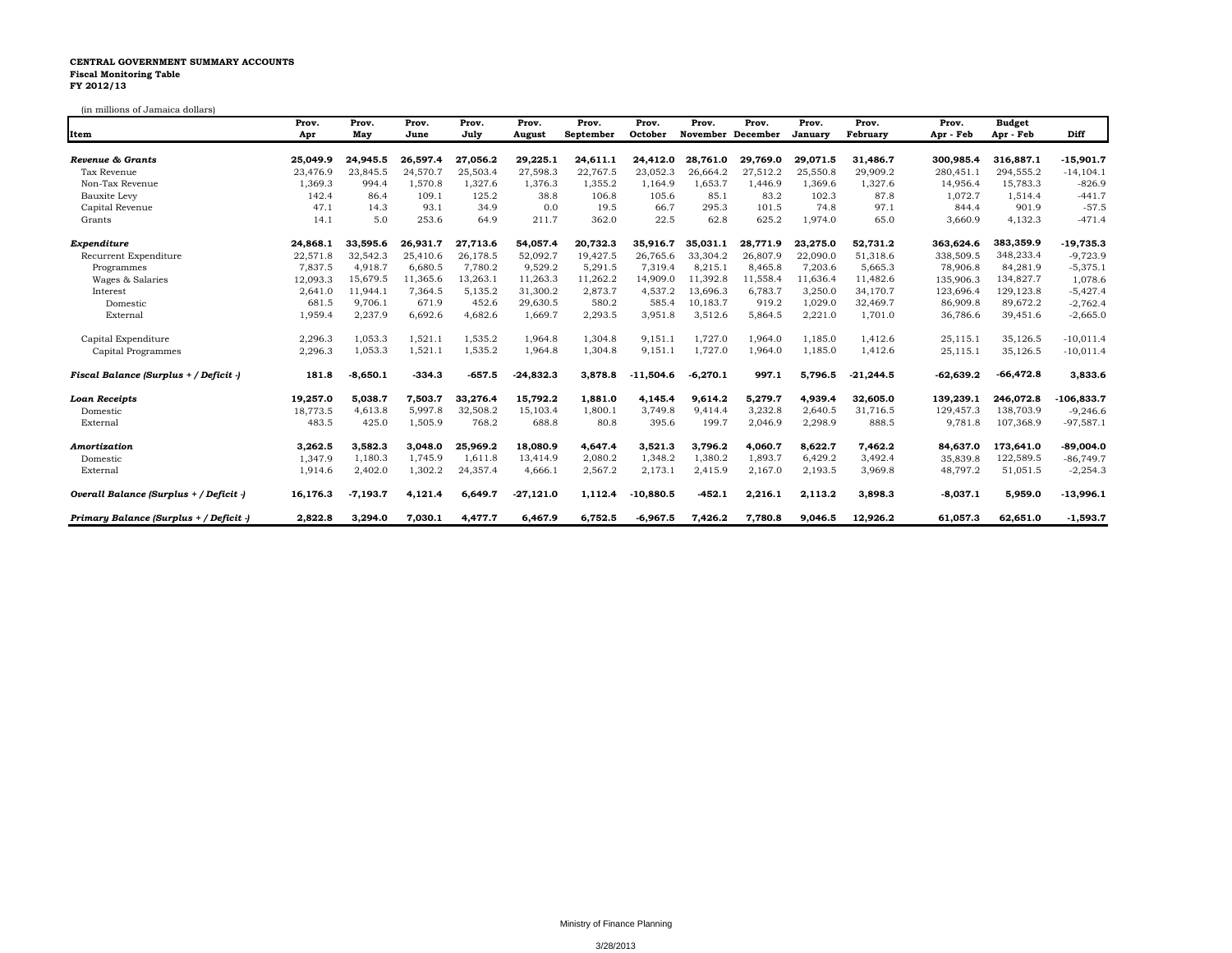**CENTRAL GOVERNMENT SUMMARY ACCOUNTS**
**Fiscal Monitoring Table**
**FY 2012/13**

(in millions of Jamaica dollars)

| Item | Prov. Apr | Prov. May | Prov. June | Prov. July | Prov. August | Prov. September | Prov. October | Prov. November | Prov. December | Prov. January | Prov. February | Prov. Apr - Feb | Budget Apr - Feb | Diff |
|---|---|---|---|---|---|---|---|---|---|---|---|---|---|---|
| ***Revenue & Grants*** | **25,049.9** | **24,945.5** | **26,597.4** | **27,056.2** | **29,225.1** | **24,611.1** | **24,412.0** | **28,761.0** | **29,769.0** | **29,071.5** | **31,486.7** | **300,985.4** | **316,887.1** | **-15,901.7** |
| Tax Revenue | 23,476.9 | 23,845.5 | 24,570.7 | 25,503.4 | 27,598.3 | 22,767.5 | 23,052.3 | 26,664.2 | 27,512.2 | 25,550.8 | 29,909.2 | 280,451.1 | 294,555.2 | -14,104.1 |
| Non-Tax Revenue | 1,369.3 | 994.4 | 1,570.8 | 1,327.6 | 1,376.3 | 1,355.2 | 1,164.9 | 1,653.7 | 1,446.9 | 1,369.6 | 1,327.6 | 14,956.4 | 15,783.3 | -826.9 |
| Bauxite Levy | 142.4 | 86.4 | 109.1 | 125.2 | 38.8 | 106.8 | 105.6 | 85.1 | 83.2 | 102.3 | 87.8 | 1,072.7 | 1,514.4 | -441.7 |
| Capital Revenue | 47.1 | 14.3 | 93.1 | 34.9 | 0.0 | 19.5 | 66.7 | 295.3 | 101.5 | 74.8 | 97.1 | 844.4 | 901.9 | -57.5 |
| Grants | 14.1 | 5.0 | 253.6 | 64.9 | 211.7 | 362.0 | 22.5 | 62.8 | 625.2 | 1,974.0 | 65.0 | 3,660.9 | 4,132.3 | -471.4 |
| ***Expenditure*** | **24,868.1** | **33,595.6** | **26,931.7** | **27,713.6** | **54,057.4** | **20,732.3** | **35,916.7** | **35,031.1** | **28,771.9** | **23,275.0** | **52,731.2** | **363,624.6** | **383,359.9** | **-19,735.3** |
| Recurrent Expenditure | 22,571.8 | 32,542.3 | 25,410.6 | 26,178.5 | 52,092.7 | 19,427.5 | 26,765.6 | 33,304.2 | 26,807.9 | 22,090.0 | 51,318.6 | 338,509.5 | 348,233.4 | -9,723.9 |
| Programmes | 7,837.5 | 4,918.7 | 6,680.5 | 7,780.2 | 9,529.2 | 5,291.5 | 7,319.4 | 8,215.1 | 8,465.8 | 7,203.6 | 5,665.3 | 78,906.8 | 84,281.9 | -5,375.1 |
| Wages & Salaries | 12,093.3 | 15,679.5 | 11,365.6 | 13,263.1 | 11,263.3 | 11,262.2 | 14,909.0 | 11,392.8 | 11,558.4 | 11,636.4 | 11,482.6 | 135,906.3 | 134,827.7 | 1,078.6 |
| Interest | 2,641.0 | 11,944.1 | 7,364.5 | 5,135.2 | 31,300.2 | 2,873.7 | 4,537.2 | 13,696.3 | 6,783.7 | 3,250.0 | 34,170.7 | 123,696.4 | 129,123.8 | -5,427.4 |
| Domestic | 681.5 | 9,706.1 | 671.9 | 452.6 | 29,630.5 | 580.2 | 585.4 | 10,183.7 | 919.2 | 1,029.0 | 32,469.7 | 86,909.8 | 89,672.2 | -2,762.4 |
| External | 1,959.4 | 2,237.9 | 6,692.6 | 4,682.6 | 1,669.7 | 2,293.5 | 3,951.8 | 3,512.6 | 5,864.5 | 2,221.0 | 1,701.0 | 36,786.6 | 39,451.6 | -2,665.0 |
| Capital Expenditure | 2,296.3 | 1,053.3 | 1,521.1 | 1,535.2 | 1,964.8 | 1,304.8 | 9,151.1 | 1,727.0 | 1,964.0 | 1,185.0 | 1,412.6 | 25,115.1 | 35,126.5 | -10,011.4 |
| Capital Programmes | 2,296.3 | 1,053.3 | 1,521.1 | 1,535.2 | 1,964.8 | 1,304.8 | 9,151.1 | 1,727.0 | 1,964.0 | 1,185.0 | 1,412.6 | 25,115.1 | 35,126.5 | -10,011.4 |
| ***Fiscal Balance (Surplus + / Deficit -)*** | **181.8** | **-8,650.1** | **-334.3** | **-657.5** | **-24,832.3** | **3,878.8** | **-11,504.6** | **-6,270.1** | **997.1** | **5,796.5** | **-21,244.5** | **-62,639.2** | **-66,472.8** | **3,833.6** |
| ***Loan Receipts*** | **19,257.0** | **5,038.7** | **7,503.7** | **33,276.4** | **15,792.2** | **1,881.0** | **4,145.4** | **9,614.2** | **5,279.7** | **4,939.4** | **32,605.0** | **139,239.1** | **246,072.8** | **-106,833.7** |
| Domestic | 18,773.5 | 4,613.8 | 5,997.8 | 32,508.2 | 15,103.4 | 1,800.1 | 3,749.8 | 9,414.4 | 3,232.8 | 2,640.5 | 31,716.5 | 129,457.3 | 138,703.9 | -9,246.6 |
| External | 483.5 | 425.0 | 1,505.9 | 768.2 | 688.8 | 80.8 | 395.6 | 199.7 | 2,046.9 | 2,298.9 | 888.5 | 9,781.8 | 107,368.9 | -97,587.1 |
| ***Amortization*** | **3,262.5** | **3,582.3** | **3,048.0** | **25,969.2** | **18,080.9** | **4,647.4** | **3,521.3** | **3,796.2** | **4,060.7** | **8,622.7** | **7,462.2** | **84,637.0** | **173,641.0** | **-89,004.0** |
| Domestic | 1,347.9 | 1,180.3 | 1,745.9 | 1,611.8 | 13,414.9 | 2,080.2 | 1,348.2 | 1,380.2 | 1,893.7 | 6,429.2 | 3,492.4 | 35,839.8 | 122,589.5 | -86,749.7 |
| External | 1,914.6 | 2,402.0 | 1,302.2 | 24,357.4 | 4,666.1 | 2,567.2 | 2,173.1 | 2,415.9 | 2,167.0 | 2,193.5 | 3,969.8 | 48,797.2 | 51,051.5 | -2,254.3 |
| ***Overall Balance (Surplus + / Deficit -)*** | **16,176.3** | **-7,193.7** | **4,121.4** | **6,649.7** | **-27,121.0** | **1,112.4** | **-10,880.5** | **-452.1** | **2,216.1** | **2,113.2** | **3,898.3** | **-8,037.1** | **5,959.0** | **-13,996.1** |
| ***Primary Balance (Surplus + / Deficit -)*** | **2,822.8** | **3,294.0** | **7,030.1** | **4,477.7** | **6,467.9** | **6,752.5** | **-6,967.5** | **7,426.2** | **7,780.8** | **9,046.5** | **12,926.2** | **61,057.3** | **62,651.0** | **-1,593.7** |

Ministry of Finance Planning

3/28/2013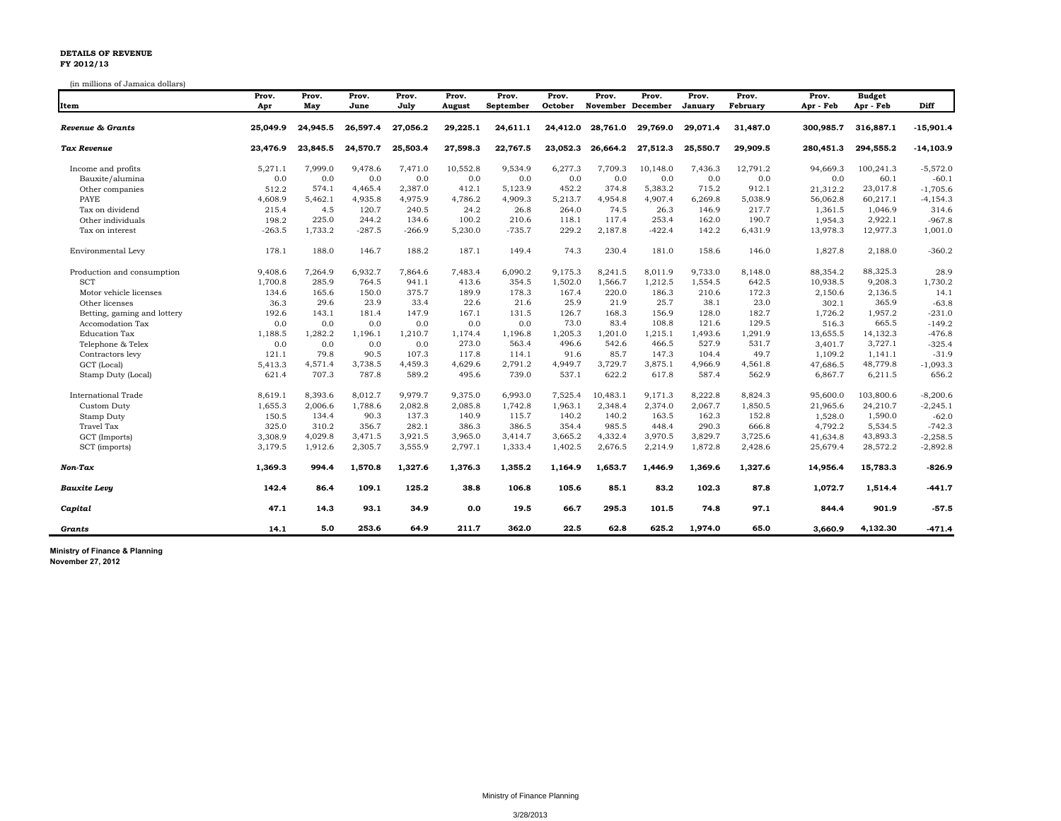**DETAILS OF REVENUE**
**FY 2012/13**

(in millions of Jamaica dollars)

| Item | Prov. Apr | Prov. May | Prov. June | Prov. July | Prov. August | Prov. September | Prov. October | Prov. November | Prov. December | Prov. January | Prov. February | Prov. Apr - Feb | Budget Apr - Feb | Diff |
|---|---|---|---|---|---|---|---|---|---|---|---|---|---|---|
| ***Revenue & Grants*** | **25,049.9** | **24,945.5** | **26,597.4** | **27,056.2** | **29,225.1** | **24,611.1** | **24,412.0** | **28,761.0** | **29,769.0** | **29,071.4** | **31,487.0** | **300,985.7** | **316,887.1** | **-15,901.4** |
| ***Tax Revenue*** | **23,476.9** | **23,845.5** | **24,570.7** | **25,503.4** | **27,598.3** | **22,767.5** | **23,052.3** | **26,664.2** | **27,512.3** | **25,550.7** | **29,909.5** | **280,451.3** | **294,555.2** | **-14,103.9** |
| Income and profits | 5,271.1 | 7,999.0 | 9,478.6 | 7,471.0 | 10,552.8 | 9,534.9 | 6,277.3 | 7,709.3 | 10,148.0 | 7,436.3 | 12,791.2 | 94,669.3 | 100,241.3 | -5,572.0 |
| Bauxite/alumina | 0.0 | 0.0 | 0.0 | 0.0 | 0.0 | 0.0 | 0.0 | 0.0 | 0.0 | 0.0 | 0.0 | 0.0 | 60.1 | -60.1 |
| Other companies | 512.2 | 574.1 | 4,465.4 | 2,387.0 | 412.1 | 5,123.9 | 452.2 | 374.8 | 5,383.2 | 715.2 | 912.1 | 21,312.2 | 23,017.8 | -1,705.6 |
| PAYE | 4,608.9 | 5,462.1 | 4,935.8 | 4,975.9 | 4,786.2 | 4,909.3 | 5,213.7 | 4,954.8 | 4,907.4 | 6,269.8 | 5,038.9 | 56,062.8 | 60,217.1 | -4,154.3 |
| Tax on dividend | 215.4 | 4.5 | 120.7 | 240.5 | 24.2 | 26.8 | 264.0 | 74.5 | 26.3 | 146.9 | 217.7 | 1,361.5 | 1,046.9 | 314.6 |
| Other individuals | 198.2 | 225.0 | 244.2 | 134.6 | 100.2 | 210.6 | 118.1 | 117.4 | 253.4 | 162.0 | 190.7 | 1,954.3 | 2,922.1 | -967.8 |
| Tax on interest | -263.5 | 1,733.2 | -287.5 | -266.9 | 5,230.0 | -735.7 | 229.2 | 2,187.8 | -422.4 | 142.2 | 6,431.9 | 13,978.3 | 12,977.3 | 1,001.0 |
| Environmental Levy | 178.1 | 188.0 | 146.7 | 188.2 | 187.1 | 149.4 | 74.3 | 230.4 | 181.0 | 158.6 | 146.0 | 1,827.8 | 2,188.0 | -360.2 |
| Production and consumption | 9,408.6 | 7,264.9 | 6,932.7 | 7,864.6 | 7,483.4 | 6,090.2 | 9,175.3 | 8,241.5 | 8,011.9 | 9,733.0 | 8,148.0 | 88,354.2 | 88,325.3 | 28.9 |
| SCT | 1,700.8 | 285.9 | 764.5 | 941.1 | 413.6 | 354.5 | 1,502.0 | 1,566.7 | 1,212.5 | 1,554.5 | 642.5 | 10,938.5 | 9,208.3 | 1,730.2 |
| Motor vehicle licenses | 134.6 | 165.6 | 150.0 | 375.7 | 189.9 | 178.3 | 167.4 | 220.0 | 186.3 | 210.6 | 172.3 | 2,150.6 | 2,136.5 | 14.1 |
| Other licenses | 36.3 | 29.6 | 23.9 | 33.4 | 22.6 | 21.6 | 25.9 | 21.9 | 25.7 | 38.1 | 23.0 | 302.1 | 365.9 | -63.8 |
| Betting, gaming and lottery | 192.6 | 143.1 | 181.4 | 147.9 | 167.1 | 131.5 | 126.7 | 168.3 | 156.9 | 128.0 | 182.7 | 1,726.2 | 1,957.2 | -231.0 |
| Accomodation Tax | 0.0 | 0.0 | 0.0 | 0.0 | 0.0 | 0.0 | 73.0 | 83.4 | 108.8 | 121.6 | 129.5 | 516.3 | 665.5 | -149.2 |
| Education Tax | 1,188.5 | 1,282.2 | 1,196.1 | 1,210.7 | 1,174.4 | 1,196.8 | 1,205.3 | 1,201.0 | 1,215.1 | 1,493.6 | 1,291.9 | 13,655.5 | 14,132.3 | -476.8 |
| Telephone & Telex | 0.0 | 0.0 | 0.0 | 0.0 | 273.0 | 563.4 | 496.6 | 542.6 | 466.5 | 527.9 | 531.7 | 3,401.7 | 3,727.1 | -325.4 |
| Contractors levy | 121.1 | 79.8 | 90.5 | 107.3 | 117.8 | 114.1 | 91.6 | 85.7 | 147.3 | 104.4 | 49.7 | 1,109.2 | 1,141.1 | -31.9 |
| GCT (Local) | 5,413.3 | 4,571.4 | 3,738.5 | 4,459.3 | 4,629.6 | 2,791.2 | 4,949.7 | 3,729.7 | 3,875.1 | 4,966.9 | 4,561.8 | 47,686.5 | 48,779.8 | -1,093.3 |
| Stamp Duty (Local) | 621.4 | 707.3 | 787.8 | 589.2 | 495.6 | 739.0 | 537.1 | 622.2 | 617.8 | 587.4 | 562.9 | 6,867.7 | 6,211.5 | 656.2 |
| International Trade | 8,619.1 | 8,393.6 | 8,012.7 | 9,979.7 | 9,375.0 | 6,993.0 | 7,525.4 | 10,483.1 | 9,171.3 | 8,222.8 | 8,824.3 | 95,600.0 | 103,800.6 | -8,200.6 |
| Custom Duty | 1,655.3 | 2,006.6 | 1,788.6 | 2,082.8 | 2,085.8 | 1,742.8 | 1,963.1 | 2,348.4 | 2,374.0 | 2,067.7 | 1,850.5 | 21,965.6 | 24,210.7 | -2,245.1 |
| Stamp Duty | 150.5 | 134.4 | 90.3 | 137.3 | 140.9 | 115.7 | 140.2 | 140.2 | 163.5 | 162.3 | 152.8 | 1,528.0 | 1,590.0 | -62.0 |
| Travel Tax | 325.0 | 310.2 | 356.7 | 282.1 | 386.3 | 386.5 | 354.4 | 985.5 | 448.4 | 290.3 | 666.8 | 4,792.2 | 5,534.5 | -742.3 |
| GCT (Imports) | 3,308.9 | 4,029.8 | 3,471.5 | 3,921.5 | 3,965.0 | 3,414.7 | 3,665.2 | 4,332.4 | 3,970.5 | 3,829.7 | 3,725.6 | 41,634.8 | 43,893.3 | -2,258.5 |
| SCT (imports) | 3,179.5 | 1,912.6 | 2,305.7 | 3,555.9 | 2,797.1 | 1,333.4 | 1,402.5 | 2,676.5 | 2,214.9 | 1,872.8 | 2,428.6 | 25,679.4 | 28,572.2 | -2,892.8 |
| ***Non-Tax*** | **1,369.3** | **994.4** | **1,570.8** | **1,327.6** | **1,376.3** | **1,355.2** | **1,164.9** | **1,653.7** | **1,446.9** | **1,369.6** | **1,327.6** | **14,956.4** | **15,783.3** | **-826.9** |
| ***Bauxite Levy*** | **142.4** | **86.4** | **109.1** | **125.2** | **38.8** | **106.8** | **105.6** | **85.1** | **83.2** | **102.3** | **87.8** | **1,072.7** | **1,514.4** | **-441.7** |
| ***Capital*** | **47.1** | **14.3** | **93.1** | **34.9** | **0.0** | **19.5** | **66.7** | **295.3** | **101.5** | **74.8** | **97.1** | **844.4** | **901.9** | **-57.5** |
| ***Grants*** | **14.1** | **5.0** | **253.6** | **64.9** | **211.7** | **362.0** | **22.5** | **62.8** | **625.2** | **1,974.0** | **65.0** | **3,660.9** | **4,132.30** | **-471.4** |

**Ministry of Finance & Planning**
**November 27, 2012**

Ministry of Finance Planning

3/28/2013